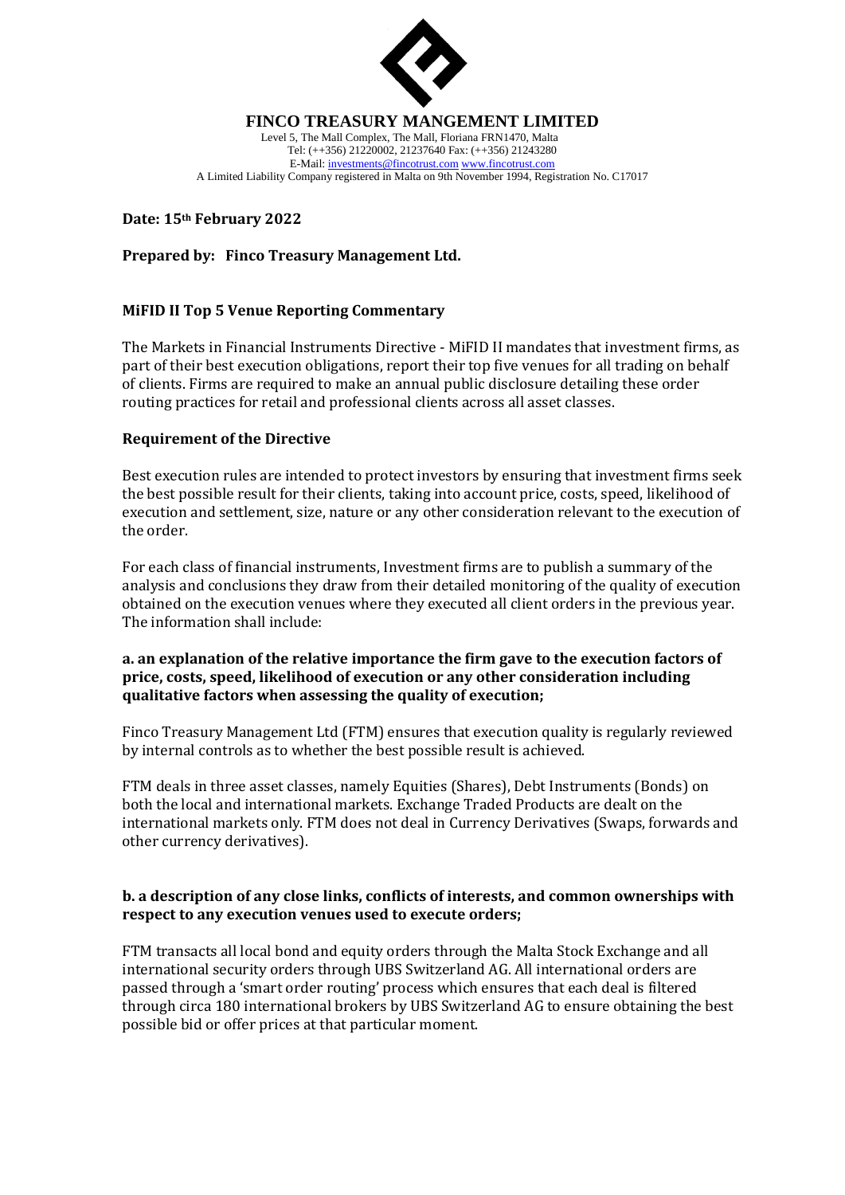**FINCO TREASURY MANGEMENT LIMITED**

Level 5, The Mall Complex, The Mall, Floriana FRN1470, Malta
Tel: (++356) 21220002, 21237640 Fax: (++356) 21243280
E-Mail: investments@fincotrust.com www.fincotrust.com
A Limited Liability Company registered in Malta on 9th November 1994, Registration No. C17017

**Date: 15th February 2022**

**Prepared by: Finco Treasury Management Ltd.**

## MiFID II Top 5 Venue Reporting Commentary

The Markets in Financial Instruments Directive - MiFID II mandates that investment firms, as part of their best execution obligations, report their top five venues for all trading on behalf of clients. Firms are required to make an annual public disclosure detailing these order routing practices for retail and professional clients across all asset classes.

## Requirement of the Directive

Best execution rules are intended to protect investors by ensuring that investment firms seek the best possible result for their clients, taking into account price, costs, speed, likelihood of execution and settlement, size, nature or any other consideration relevant to the execution of the order.

For each class of financial instruments, Investment firms are to publish a summary of the analysis and conclusions they draw from their detailed monitoring of the quality of execution obtained on the execution venues where they executed all client orders in the previous year. The information shall include:

### a. an explanation of the relative importance the firm gave to the execution factors of price, costs, speed, likelihood of execution or any other consideration including qualitative factors when assessing the quality of execution;

Finco Treasury Management Ltd (FTM) ensures that execution quality is regularly reviewed by internal controls as to whether the best possible result is achieved.

FTM deals in three asset classes, namely Equities (Shares), Debt Instruments (Bonds) on both the local and international markets. Exchange Traded Products are dealt on the international markets only. FTM does not deal in Currency Derivatives (Swaps, forwards and other currency derivatives).

### b. a description of any close links, conflicts of interests, and common ownerships with respect to any execution venues used to execute orders;

FTM transacts all local bond and equity orders through the Malta Stock Exchange and all international security orders through UBS Switzerland AG. All international orders are passed through a 'smart order routing' process which ensures that each deal is filtered through circa 180 international brokers by UBS Switzerland AG to ensure obtaining the best possible bid or offer prices at that particular moment.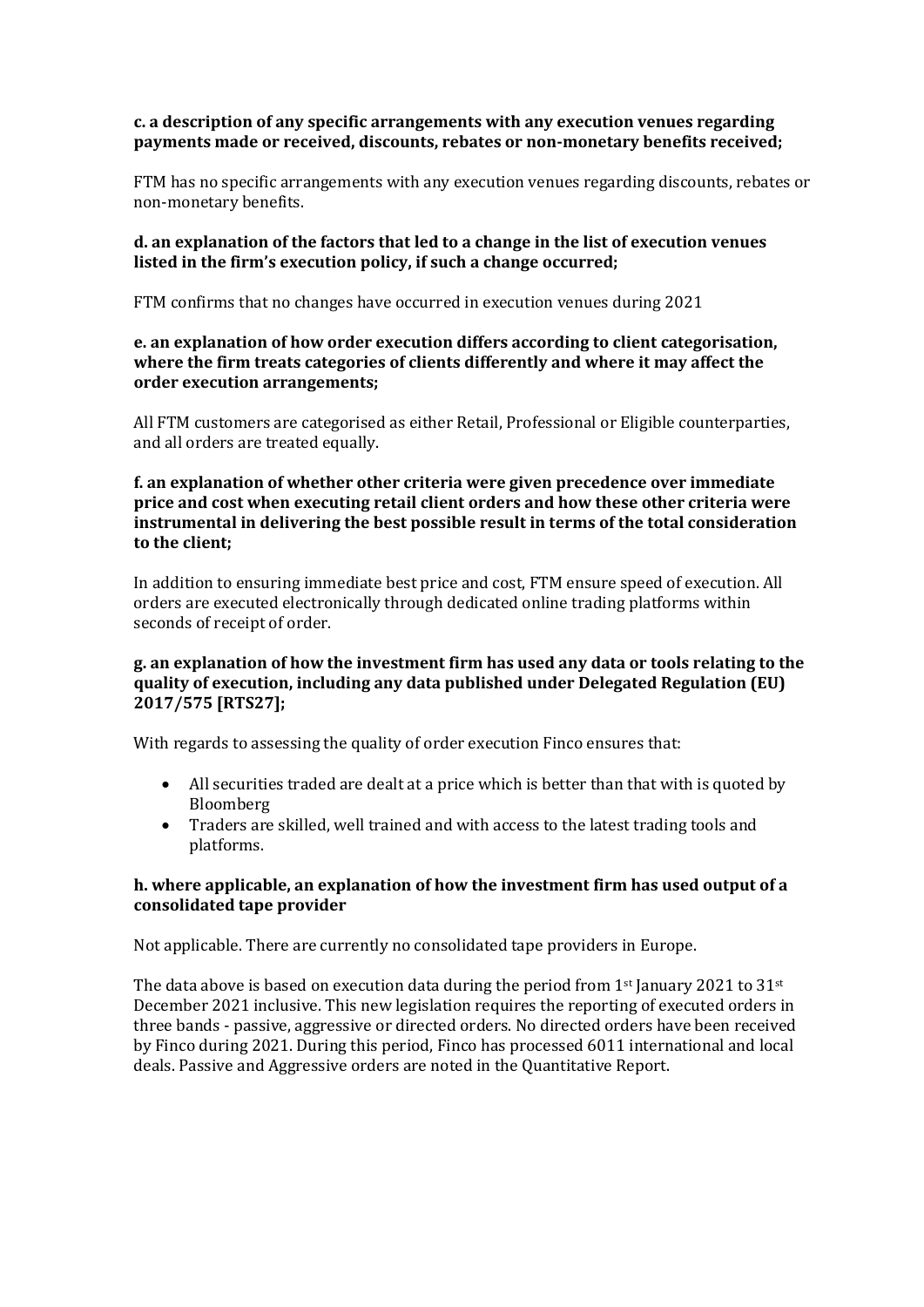**c. a description of any specific arrangements with any execution venues regarding payments made or received, discounts, rebates or non-monetary benefits received;**

FTM has no specific arrangements with any execution venues regarding discounts, rebates or non-monetary benefits.

**d. an explanation of the factors that led to a change in the list of execution venues listed in the firm's execution policy, if such a change occurred;**

FTM confirms that no changes have occurred in execution venues during 2021

**e. an explanation of how order execution differs according to client categorisation, where the firm treats categories of clients differently and where it may affect the order execution arrangements;**

All FTM customers are categorised as either Retail, Professional or Eligible counterparties, and all orders are treated equally.

**f. an explanation of whether other criteria were given precedence over immediate price and cost when executing retail client orders and how these other criteria were instrumental in delivering the best possible result in terms of the total consideration to the client;**

In addition to ensuring immediate best price and cost, FTM ensure speed of execution. All orders are executed electronically through dedicated online trading platforms within seconds of receipt of order.

**g. an explanation of how the investment firm has used any data or tools relating to the quality of execution, including any data published under Delegated Regulation (EU) 2017/575 [RTS27];**

With regards to assessing the quality of order execution Finco ensures that:

- All securities traded are dealt at a price which is better than that with is quoted by Bloomberg
- Traders are skilled, well trained and with access to the latest trading tools and platforms.

**h. where applicable, an explanation of how the investment firm has used output of a consolidated tape provider**

Not applicable. There are currently no consolidated tape providers in Europe.

The data above is based on execution data during the period from 1st January 2021 to 31st December 2021 inclusive. This new legislation requires the reporting of executed orders in three bands - passive, aggressive or directed orders. No directed orders have been received by Finco during 2021. During this period, Finco has processed 6011 international and local deals. Passive and Aggressive orders are noted in the Quantitative Report.